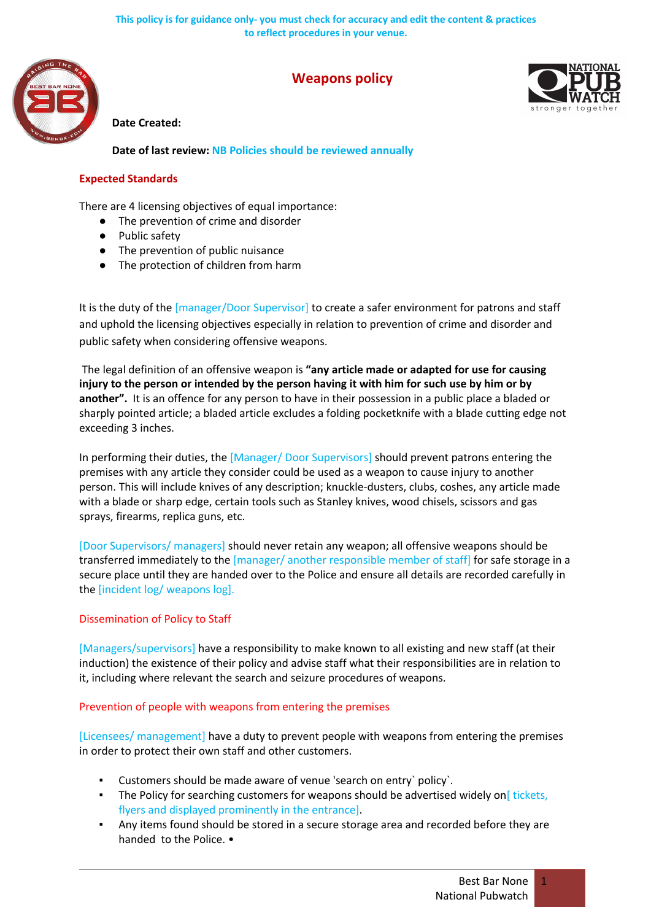This policy is for guidance only- you must check for accuracy and edit the content & practices to reflect procedures in your venue.

# Weapons policy

**Date Created:**

**Date of last review:** NB Policies should be reviewed annually

## Expected Standards

There are 4 licensing objectives of equal importance:

- The prevention of crime and disorder
- Public safety
- The prevention of public nuisance
- The protection of children from harm

It is the duty of the [manager/Door Supervisor] to create a safer environment for patrons and staff and uphold the licensing objectives especially in relation to prevention of crime and disorder and public safety when considering offensive weapons.

The legal definition of an offensive weapon is **"any article made or adapted for use for causing injury to the person or intended by the person having it with him for such use by him or by another".** It is an offence for any person to have in their possession in a public place a bladed or sharply pointed article; a bladed article excludes a folding pocketknife with a blade cutting edge not exceeding 3 inches.

In performing their duties, the [Manager/ Door Supervisors] should prevent patrons entering the premises with any article they consider could be used as a weapon to cause injury to another person. This will include knives of any description; knuckle-dusters, clubs, coshes, any article made with a blade or sharp edge, certain tools such as Stanley knives, wood chisels, scissors and gas sprays, firearms, replica guns, etc.

[Door Supervisors/ managers] should never retain any weapon; all offensive weapons should be transferred immediately to the [manager/ another responsible member of staff] for safe storage in a secure place until they are handed over to the Police and ensure all details are recorded carefully in the [incident log/ weapons log].

## Dissemination of Policy to Staff

[Managers/supervisors] have a responsibility to make known to all existing and new staff (at their induction) the existence of their policy and advise staff what their responsibilities are in relation to it, including where relevant the search and seizure procedures of weapons.

## Prevention of people with weapons from entering the premises

[Licensees/ management] have a duty to prevent people with weapons from entering the premises in order to protect their own staff and other customers.

- Customers should be made aware of venue 'search on entry` policy`.
- The Policy for searching customers for weapons should be advertised widely on[ tickets, flyers and displayed prominently in the entrance].
- Any items found should be stored in a secure storage area and recorded before they are handed to the Police. •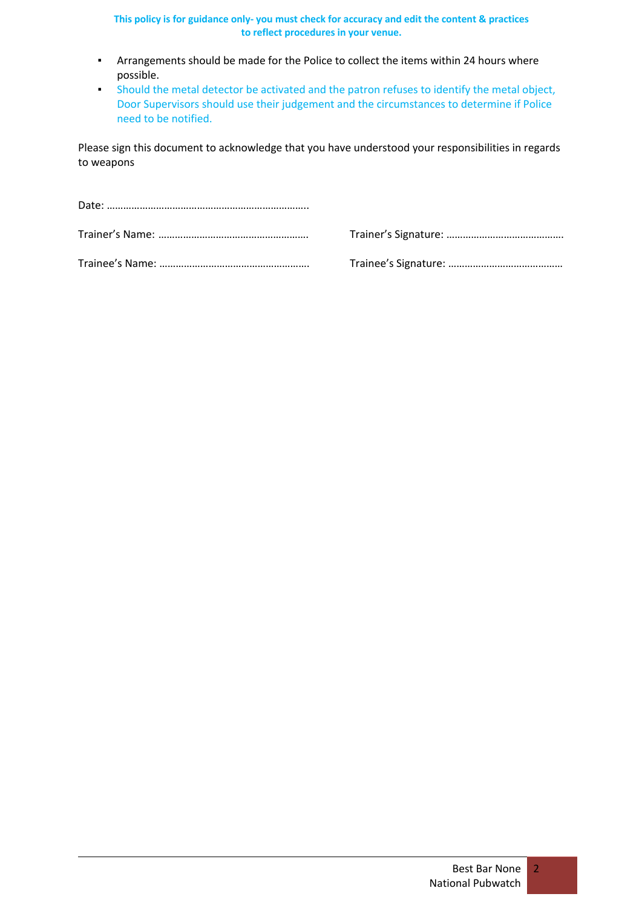**This policy is for guidance only- you must check for accuracy and edit the content & practices to reflect procedures in your venue.**

- Arrangements should be made for the Police to collect the items within 24 hours where possible.
- Should the metal detector be activated and the patron refuses to identify the metal object, Door Supervisors should use their judgement and the circumstances to determine if Police need to be notified.

Please sign this document to acknowledge that you have understood your responsibilities in regards to weapons

Date: ……………………………………………………………….

Trainer's Name: ………………………………………………. Trainer's Signature: ………………………………….

Trainee's Name: ………………………………………………. Trainee's Signature: ………………………………….